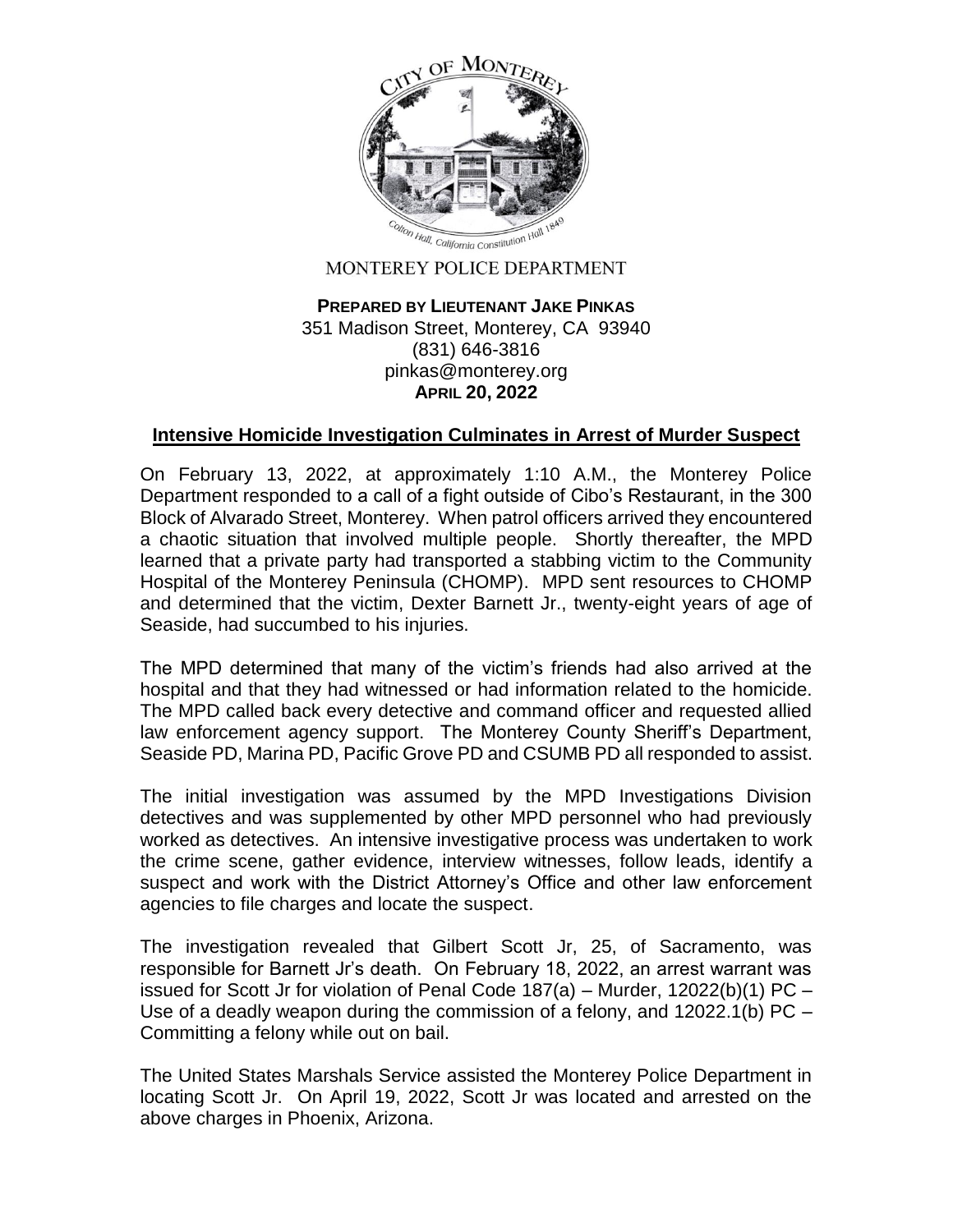MONTEREY POLICE DEPARTMENT

**PREPARED BY LIEUTENANT JAKE PINKAS**
351 Madison Street, Monterey, CA 93940
(831) 646-3816
pinkas@monterey.org
**APRIL 20, 2022**

## Intensive Homicide Investigation Culminates in Arrest of Murder Suspect

On February 13, 2022, at approximately 1:10 A.M., the Monterey Police Department responded to a call of a fight outside of Cibo's Restaurant, in the 300 Block of Alvarado Street, Monterey. When patrol officers arrived they encountered a chaotic situation that involved multiple people. Shortly thereafter, the MPD learned that a private party had transported a stabbing victim to the Community Hospital of the Monterey Peninsula (CHOMP). MPD sent resources to CHOMP and determined that the victim, Dexter Barnett Jr., twenty-eight years of age of Seaside, had succumbed to his injuries.

The MPD determined that many of the victim's friends had also arrived at the hospital and that they had witnessed or had information related to the homicide. The MPD called back every detective and command officer and requested allied law enforcement agency support. The Monterey County Sheriff's Department, Seaside PD, Marina PD, Pacific Grove PD and CSUMB PD all responded to assist.

The initial investigation was assumed by the MPD Investigations Division detectives and was supplemented by other MPD personnel who had previously worked as detectives. An intensive investigative process was undertaken to work the crime scene, gather evidence, interview witnesses, follow leads, identify a suspect and work with the District Attorney's Office and other law enforcement agencies to file charges and locate the suspect.

The investigation revealed that Gilbert Scott Jr, 25, of Sacramento, was responsible for Barnett Jr's death. On February 18, 2022, an arrest warrant was issued for Scott Jr for violation of Penal Code 187(a) – Murder, 12022(b)(1) PC – Use of a deadly weapon during the commission of a felony, and 12022.1(b) PC – Committing a felony while out on bail.

The United States Marshals Service assisted the Monterey Police Department in locating Scott Jr. On April 19, 2022, Scott Jr was located and arrested on the above charges in Phoenix, Arizona.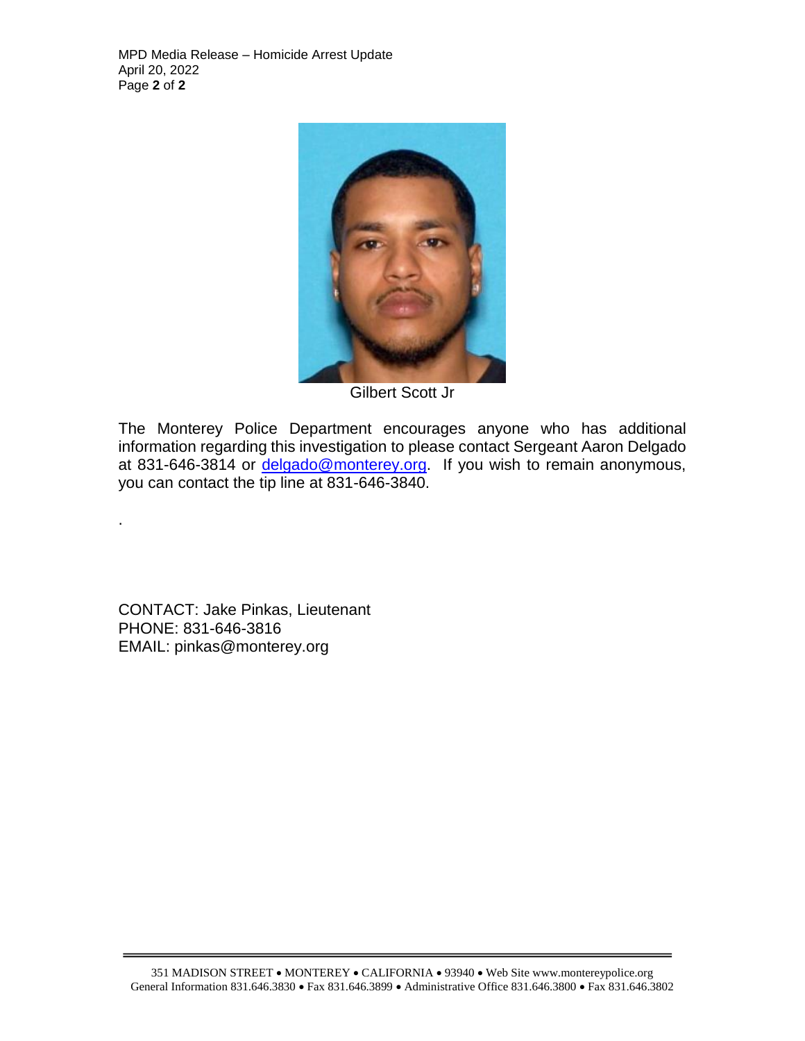Gilbert Scott Jr

The Monterey Police Department encourages anyone who has additional information regarding this investigation to please contact Sergeant Aaron Delgado at 831-646-3814 or delgado@monterey.org. If you wish to remain anonymous, you can contact the tip line at 831-646-3840.

.

CONTACT: Jake Pinkas, Lieutenant
PHONE: 831-646-3816
EMAIL: pinkas@monterey.org

351 MADISON STREET • MONTEREY • CALIFORNIA • 93940 • Web Site www.montereypolice.org
General Information 831.646.3830 • Fax 831.646.3899 • Administrative Office 831.646.3800 • Fax 831.646.3802